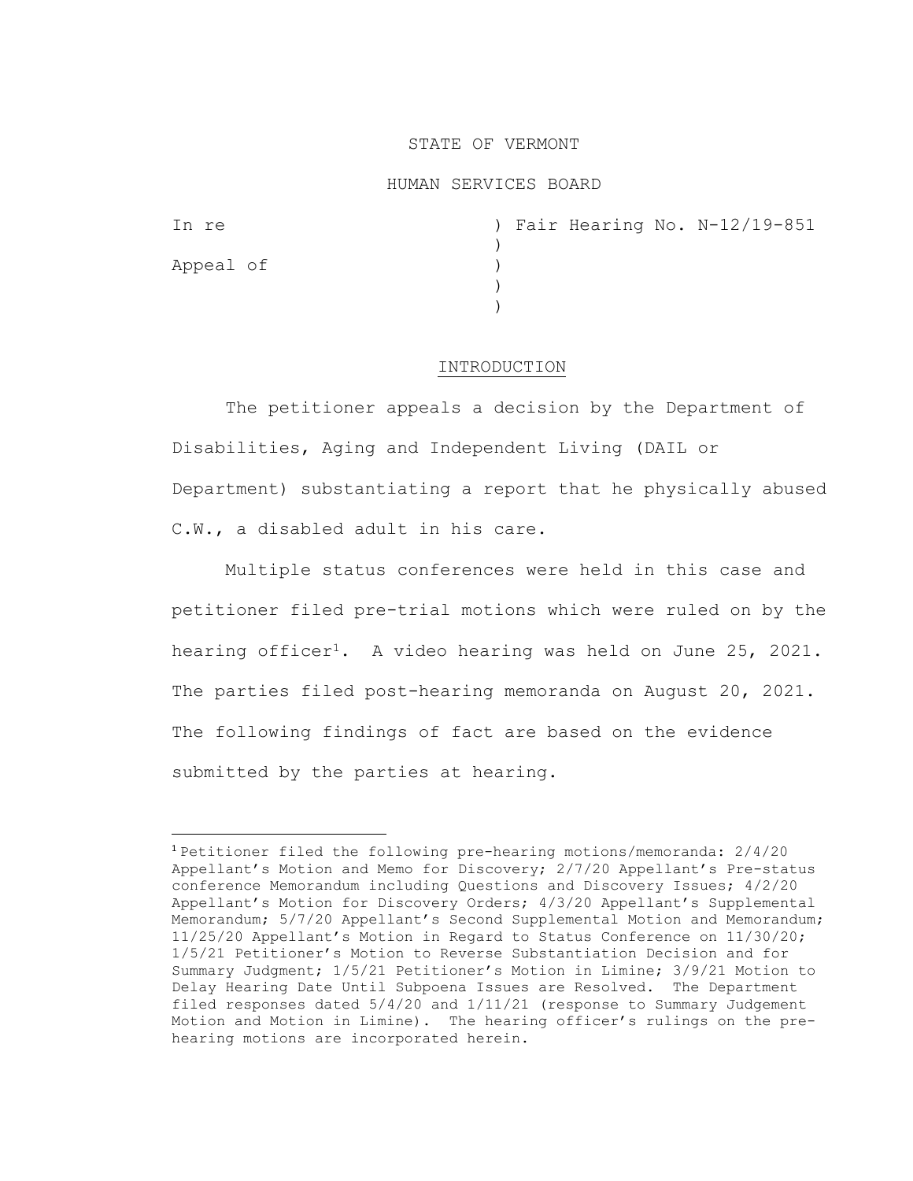STATE OF VERMONT

HUMAN SERVICES BOARD

In re ) Fair Hearing No. N-12/19-851
)
Appeal of )
)
)

## INTRODUCTION

The petitioner appeals a decision by the Department of Disabilities, Aging and Independent Living (DAIL or Department) substantiating a report that he physically abused C.W., a disabled adult in his care.

Multiple status conferences were held in this case and petitioner filed pre-trial motions which were ruled on by the hearing officer[1]. A video hearing was held on June 25, 2021. The parties filed post-hearing memoranda on August 20, 2021. The following findings of fact are based on the evidence submitted by the parties at hearing.

---

[1] Petitioner filed the following pre-hearing motions/memoranda: 2/4/20 Appellant's Motion and Memo for Discovery; 2/7/20 Appellant's Pre-status conference Memorandum including Questions and Discovery Issues; 4/2/20 Appellant's Motion for Discovery Orders; 4/3/20 Appellant's Supplemental Memorandum; 5/7/20 Appellant's Second Supplemental Motion and Memorandum; 11/25/20 Appellant's Motion in Regard to Status Conference on 11/30/20; 1/5/21 Petitioner's Motion to Reverse Substantiation Decision and for Summary Judgment; 1/5/21 Petitioner's Motion in Limine; 3/9/21 Motion to Delay Hearing Date Until Subpoena Issues are Resolved. The Department filed responses dated 5/4/20 and 1/11/21 (response to Summary Judgement Motion and Motion in Limine). The hearing officer's rulings on the pre-hearing motions are incorporated herein.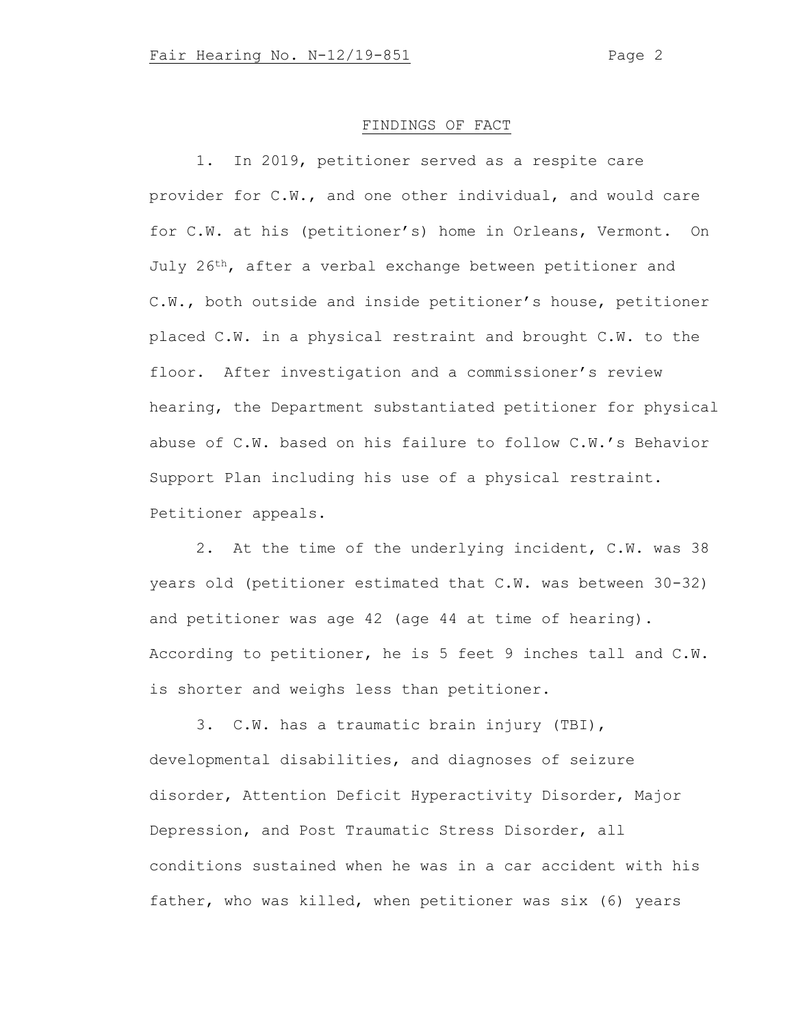## FINDINGS OF FACT

1. In 2019, petitioner served as a respite care provider for C.W., and one other individual, and would care for C.W. at his (petitioner's) home in Orleans, Vermont. On July 26th, after a verbal exchange between petitioner and C.W., both outside and inside petitioner's house, petitioner placed C.W. in a physical restraint and brought C.W. to the floor. After investigation and a commissioner's review hearing, the Department substantiated petitioner for physical abuse of C.W. based on his failure to follow C.W.'s Behavior Support Plan including his use of a physical restraint. Petitioner appeals.

2. At the time of the underlying incident, C.W. was 38 years old (petitioner estimated that C.W. was between 30-32) and petitioner was age 42 (age 44 at time of hearing). According to petitioner, he is 5 feet 9 inches tall and C.W. is shorter and weighs less than petitioner.

3. C.W. has a traumatic brain injury (TBI), developmental disabilities, and diagnoses of seizure disorder, Attention Deficit Hyperactivity Disorder, Major Depression, and Post Traumatic Stress Disorder, all conditions sustained when he was in a car accident with his father, who was killed, when petitioner was six (6) years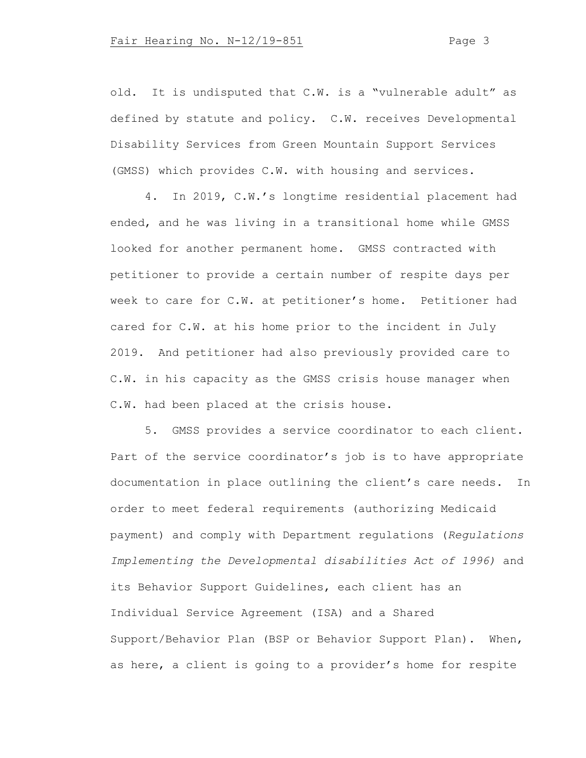old. It is undisputed that C.W. is a "vulnerable adult" as defined by statute and policy. C.W. receives Developmental Disability Services from Green Mountain Support Services (GMSS) which provides C.W. with housing and services.

4. In 2019, C.W.'s longtime residential placement had ended, and he was living in a transitional home while GMSS looked for another permanent home. GMSS contracted with petitioner to provide a certain number of respite days per week to care for C.W. at petitioner's home. Petitioner had cared for C.W. at his home prior to the incident in July 2019. And petitioner had also previously provided care to C.W. in his capacity as the GMSS crisis house manager when C.W. had been placed at the crisis house.

5. GMSS provides a service coordinator to each client. Part of the service coordinator's job is to have appropriate documentation in place outlining the client's care needs. In order to meet federal requirements (authorizing Medicaid payment) and comply with Department regulations (*Regulations Implementing the Developmental disabilities Act of 1996)* and its Behavior Support Guidelines, each client has an Individual Service Agreement (ISA) and a Shared Support/Behavior Plan (BSP or Behavior Support Plan). When, as here, a client is going to a provider's home for respite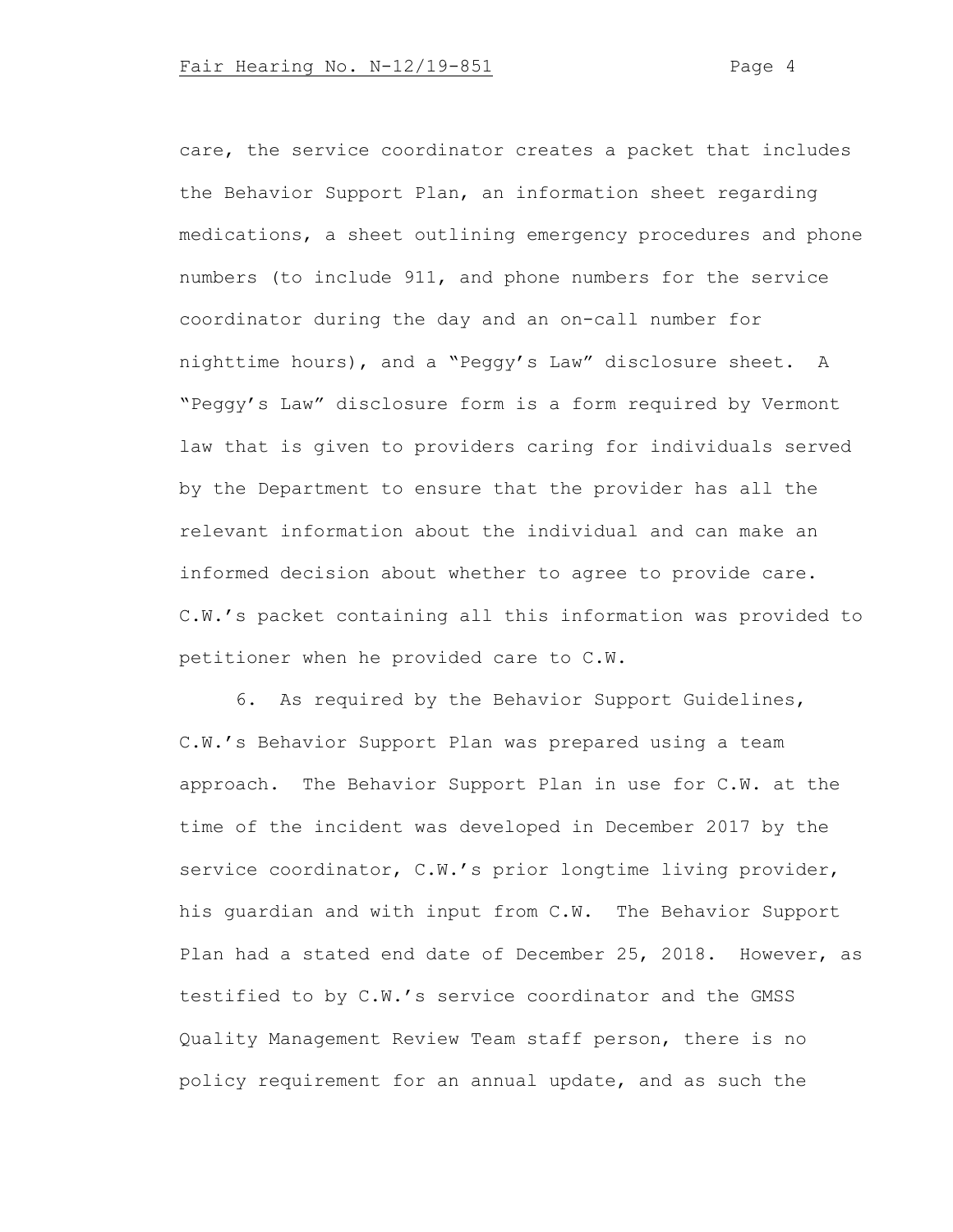care, the service coordinator creates a packet that includes the Behavior Support Plan, an information sheet regarding medications, a sheet outlining emergency procedures and phone numbers (to include 911, and phone numbers for the service coordinator during the day and an on-call number for nighttime hours), and a "Peggy's Law" disclosure sheet. A "Peggy's Law" disclosure form is a form required by Vermont law that is given to providers caring for individuals served by the Department to ensure that the provider has all the relevant information about the individual and can make an informed decision about whether to agree to provide care. C.W.'s packet containing all this information was provided to petitioner when he provided care to C.W.

6. As required by the Behavior Support Guidelines, C.W.'s Behavior Support Plan was prepared using a team approach. The Behavior Support Plan in use for C.W. at the time of the incident was developed in December 2017 by the service coordinator, C.W.'s prior longtime living provider, his guardian and with input from C.W. The Behavior Support Plan had a stated end date of December 25, 2018. However, as testified to by C.W.'s service coordinator and the GMSS Quality Management Review Team staff person, there is no policy requirement for an annual update, and as such the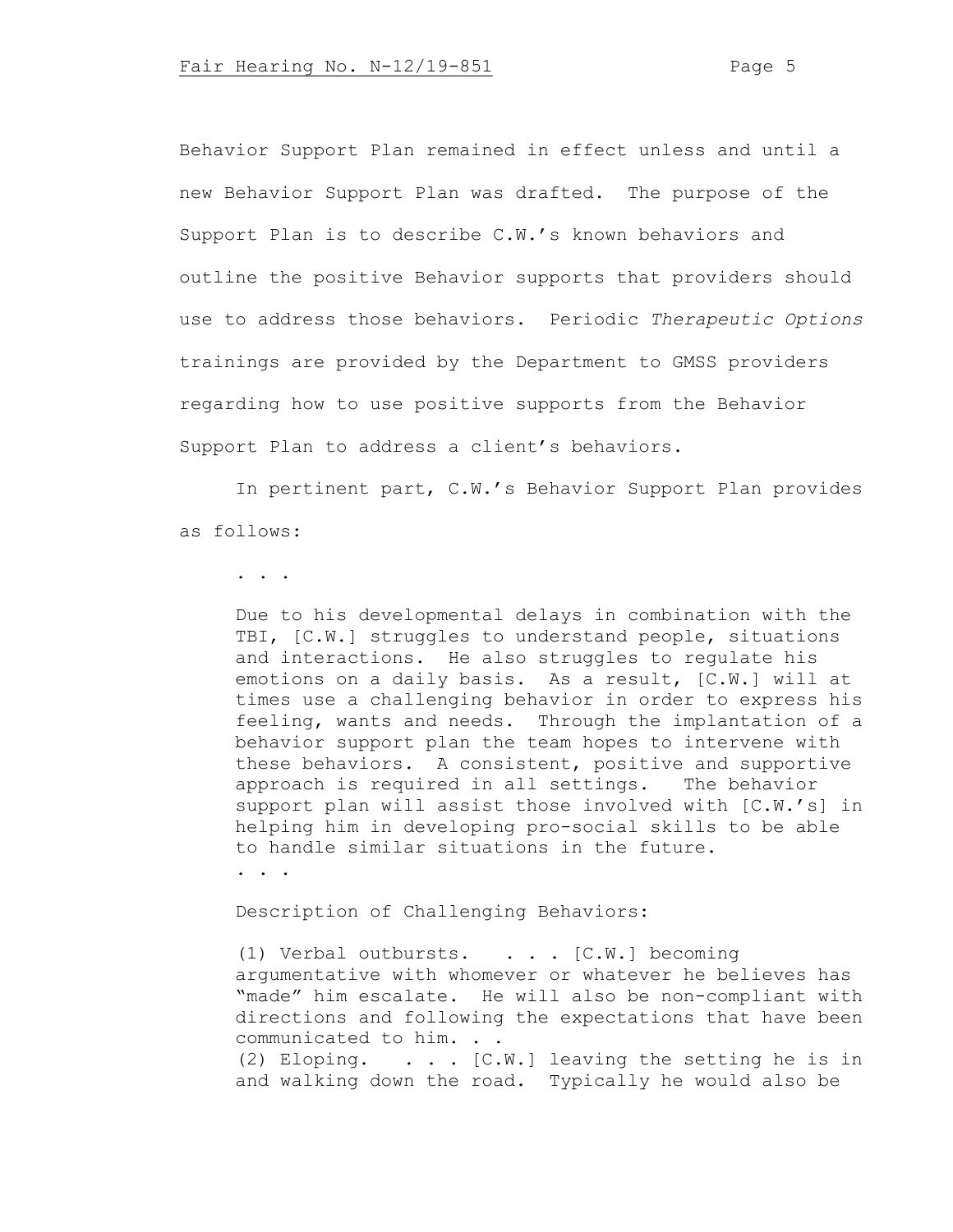Behavior Support Plan remained in effect unless and until a new Behavior Support Plan was drafted. The purpose of the Support Plan is to describe C.W.'s known behaviors and outline the positive Behavior supports that providers should use to address those behaviors. Periodic *Therapeutic Options* trainings are provided by the Department to GMSS providers regarding how to use positive supports from the Behavior Support Plan to address a client's behaviors.

In pertinent part, C.W.'s Behavior Support Plan provides as follows:

> . . .
>
> Due to his developmental delays in combination with the TBI, [C.W.] struggles to understand people, situations and interactions. He also struggles to regulate his emotions on a daily basis. As a result, [C.W.] will at times use a challenging behavior in order to express his feeling, wants and needs. Through the implantation of a behavior support plan the team hopes to intervene with these behaviors. A consistent, positive and supportive approach is required in all settings. The behavior support plan will assist those involved with [C.W.'s] in helping him in developing pro-social skills to be able to handle similar situations in the future.
>
> . . .
>
> Description of Challenging Behaviors:
>
> (1) Verbal outbursts. . . . [C.W.] becoming argumentative with whomever or whatever he believes has "made" him escalate. He will also be non-compliant with directions and following the expectations that have been communicated to him. . .
>
> (2) Eloping. . . . [C.W.] leaving the setting he is in and walking down the road. Typically he would also be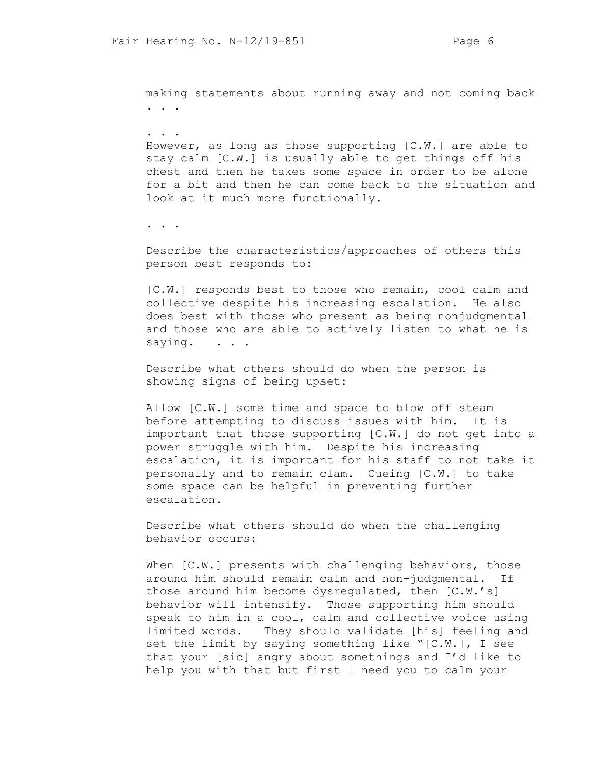making statements about running away and not coming back . . .

. . .
However, as long as those supporting [C.W.] are able to stay calm [C.W.] is usually able to get things off his chest and then he takes some space in order to be alone for a bit and then he can come back to the situation and look at it much more functionally.

. . .

Describe the characteristics/approaches of others this person best responds to:

[C.W.] responds best to those who remain, cool calm and collective despite his increasing escalation. He also does best with those who present as being nonjudgmental and those who are able to actively listen to what he is saying. . . .

Describe what others should do when the person is showing signs of being upset:

Allow [C.W.] some time and space to blow off steam before attempting to discuss issues with him. It is important that those supporting [C.W.] do not get into a power struggle with him. Despite his increasing escalation, it is important for his staff to not take it personally and to remain clam. Cueing [C.W.] to take some space can be helpful in preventing further escalation.

Describe what others should do when the challenging behavior occurs:

When [C.W.] presents with challenging behaviors, those around him should remain calm and non-judgmental. If those around him become dysregulated, then [C.W.'s] behavior will intensify. Those supporting him should speak to him in a cool, calm and collective voice using limited words. They should validate [his] feeling and set the limit by saying something like "[C.W.], I see that your [sic] angry about somethings and I'd like to help you with that but first I need you to calm your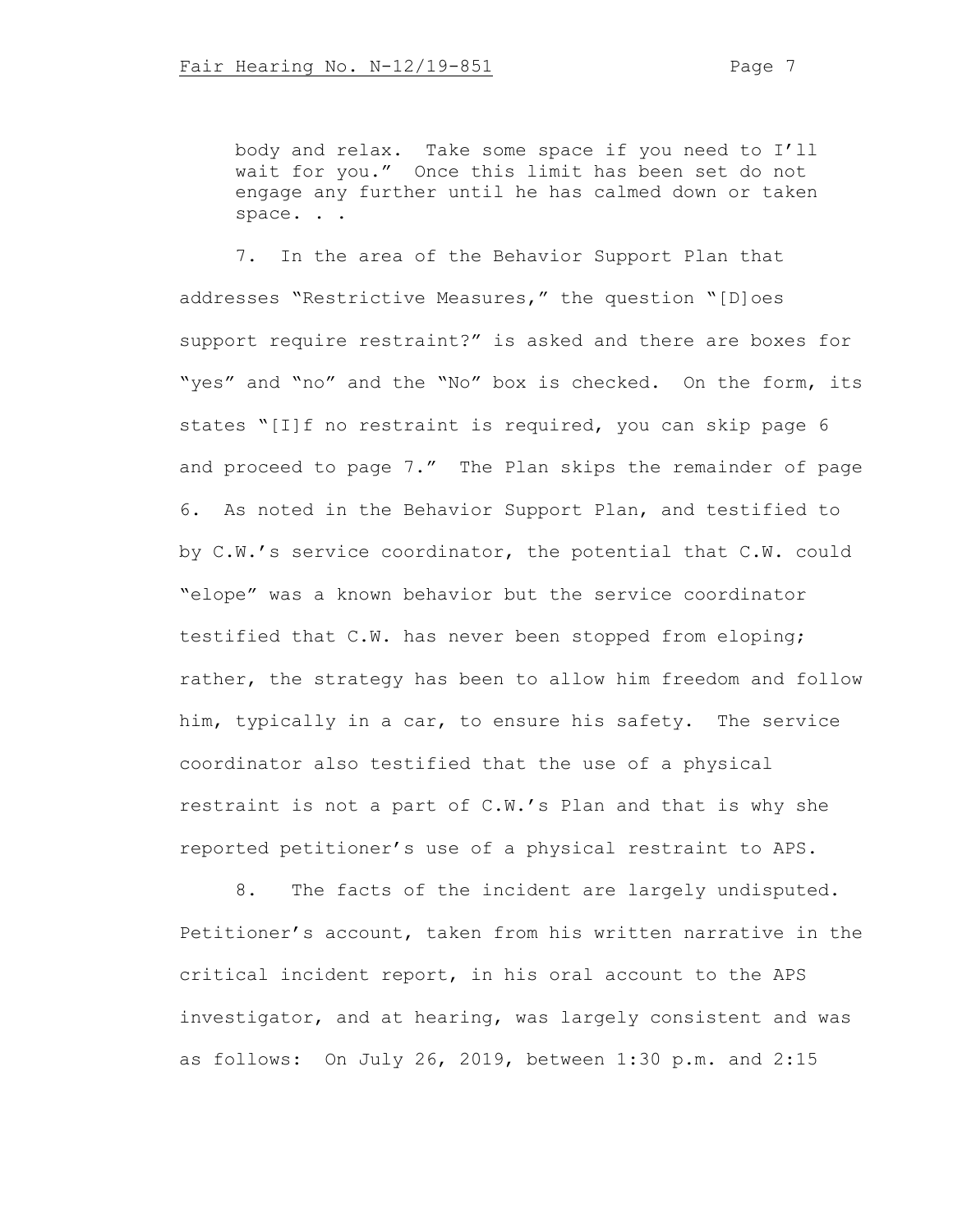> body and relax. Take some space if you need to I'll wait for you." Once this limit has been set do not engage any further until he has calmed down or taken space. . .

7. In the area of the Behavior Support Plan that addresses "Restrictive Measures," the question "[D]oes support require restraint?" is asked and there are boxes for "yes" and "no" and the "No" box is checked. On the form, its states "[I]f no restraint is required, you can skip page 6 and proceed to page 7." The Plan skips the remainder of page 6. As noted in the Behavior Support Plan, and testified to by C.W.'s service coordinator, the potential that C.W. could "elope" was a known behavior but the service coordinator testified that C.W. has never been stopped from eloping; rather, the strategy has been to allow him freedom and follow him, typically in a car, to ensure his safety. The service coordinator also testified that the use of a physical restraint is not a part of C.W.'s Plan and that is why she reported petitioner's use of a physical restraint to APS.

8. The facts of the incident are largely undisputed. Petitioner's account, taken from his written narrative in the critical incident report, in his oral account to the APS investigator, and at hearing, was largely consistent and was as follows: On July 26, 2019, between 1:30 p.m. and 2:15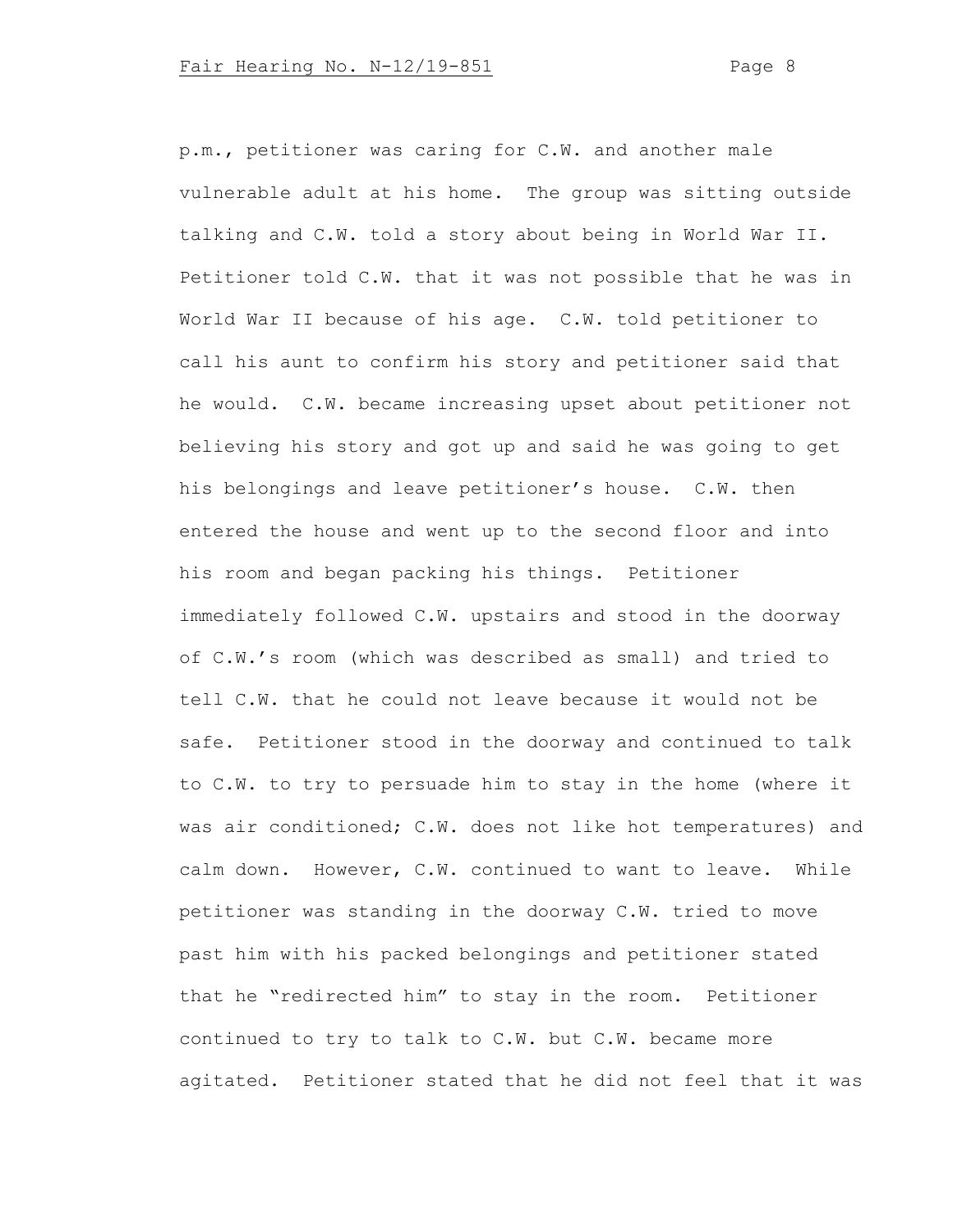p.m., petitioner was caring for C.W. and another male vulnerable adult at his home. The group was sitting outside talking and C.W. told a story about being in World War II. Petitioner told C.W. that it was not possible that he was in World War II because of his age. C.W. told petitioner to call his aunt to confirm his story and petitioner said that he would. C.W. became increasing upset about petitioner not believing his story and got up and said he was going to get his belongings and leave petitioner's house. C.W. then entered the house and went up to the second floor and into his room and began packing his things. Petitioner immediately followed C.W. upstairs and stood in the doorway of C.W.'s room (which was described as small) and tried to tell C.W. that he could not leave because it would not be safe. Petitioner stood in the doorway and continued to talk to C.W. to try to persuade him to stay in the home (where it was air conditioned; C.W. does not like hot temperatures) and calm down. However, C.W. continued to want to leave. While petitioner was standing in the doorway C.W. tried to move past him with his packed belongings and petitioner stated that he "redirected him" to stay in the room. Petitioner continued to try to talk to C.W. but C.W. became more agitated. Petitioner stated that he did not feel that it was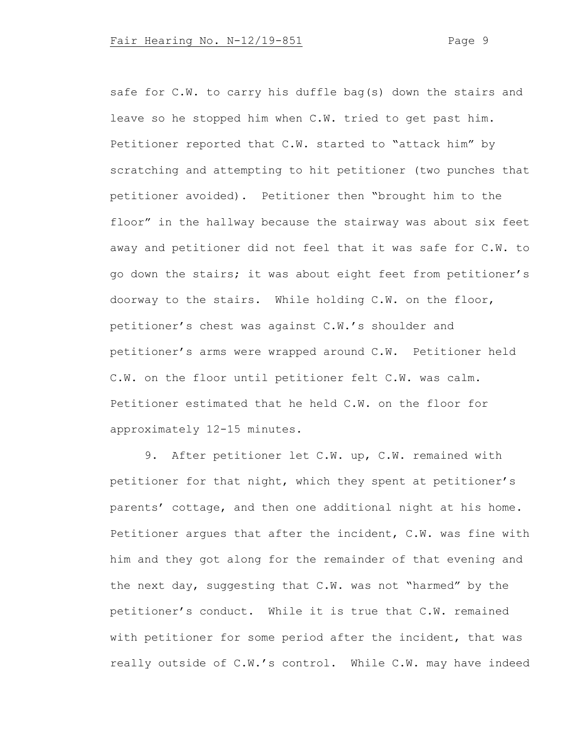safe for C.W. to carry his duffle bag(s) down the stairs and leave so he stopped him when C.W. tried to get past him. Petitioner reported that C.W. started to "attack him" by scratching and attempting to hit petitioner (two punches that petitioner avoided). Petitioner then "brought him to the floor" in the hallway because the stairway was about six feet away and petitioner did not feel that it was safe for C.W. to go down the stairs; it was about eight feet from petitioner's doorway to the stairs. While holding C.W. on the floor, petitioner's chest was against C.W.'s shoulder and petitioner's arms were wrapped around C.W. Petitioner held C.W. on the floor until petitioner felt C.W. was calm. Petitioner estimated that he held C.W. on the floor for approximately 12-15 minutes.

9. After petitioner let C.W. up, C.W. remained with petitioner for that night, which they spent at petitioner's parents' cottage, and then one additional night at his home. Petitioner argues that after the incident, C.W. was fine with him and they got along for the remainder of that evening and the next day, suggesting that C.W. was not "harmed" by the petitioner's conduct. While it is true that C.W. remained with petitioner for some period after the incident, that was really outside of C.W.'s control. While C.W. may have indeed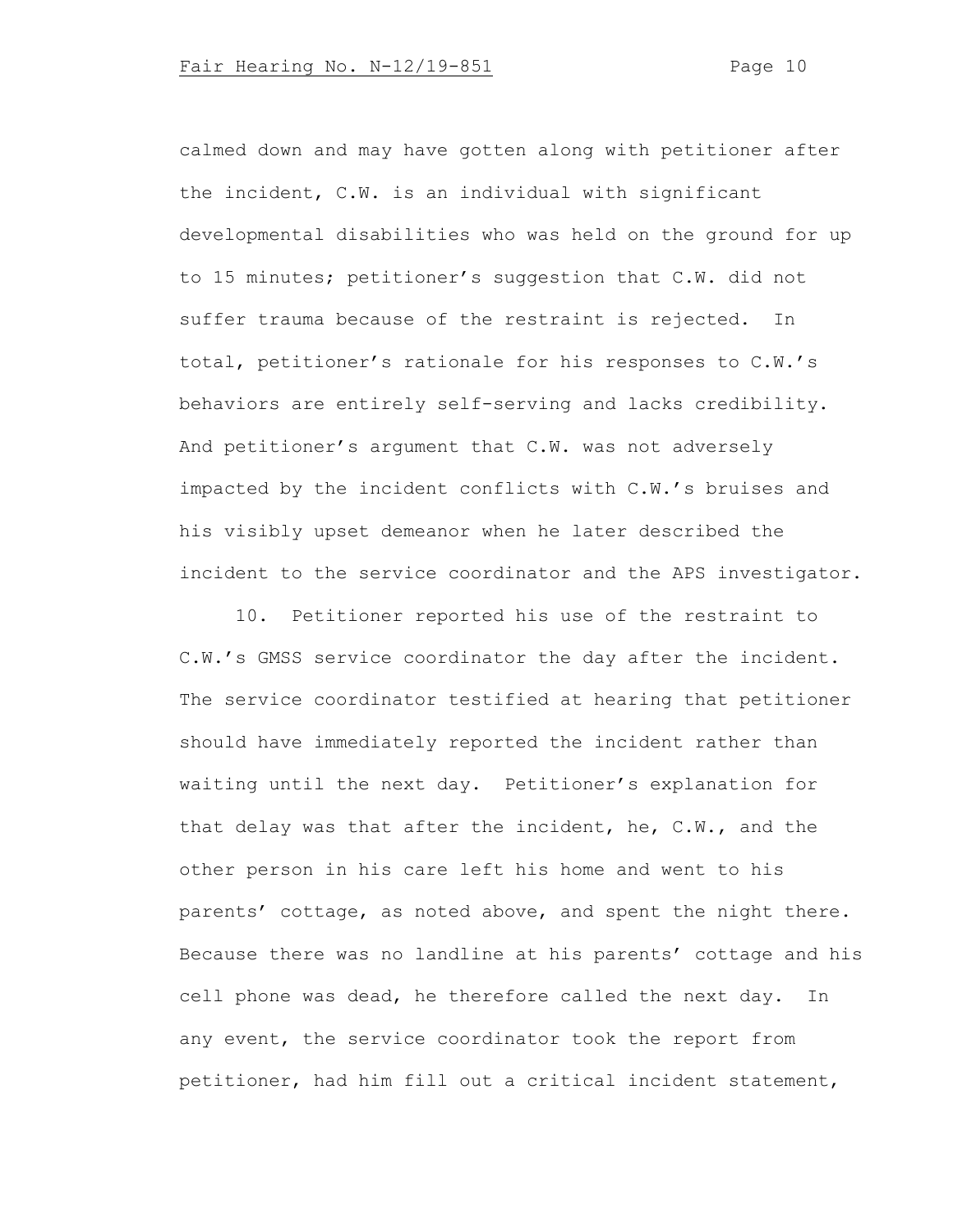calmed down and may have gotten along with petitioner after the incident, C.W. is an individual with significant developmental disabilities who was held on the ground for up to 15 minutes; petitioner's suggestion that C.W. did not suffer trauma because of the restraint is rejected. In total, petitioner's rationale for his responses to C.W.'s behaviors are entirely self-serving and lacks credibility. And petitioner's argument that C.W. was not adversely impacted by the incident conflicts with C.W.'s bruises and his visibly upset demeanor when he later described the incident to the service coordinator and the APS investigator.

10. Petitioner reported his use of the restraint to C.W.'s GMSS service coordinator the day after the incident. The service coordinator testified at hearing that petitioner should have immediately reported the incident rather than waiting until the next day. Petitioner's explanation for that delay was that after the incident, he, C.W., and the other person in his care left his home and went to his parents' cottage, as noted above, and spent the night there. Because there was no landline at his parents' cottage and his cell phone was dead, he therefore called the next day. In any event, the service coordinator took the report from petitioner, had him fill out a critical incident statement,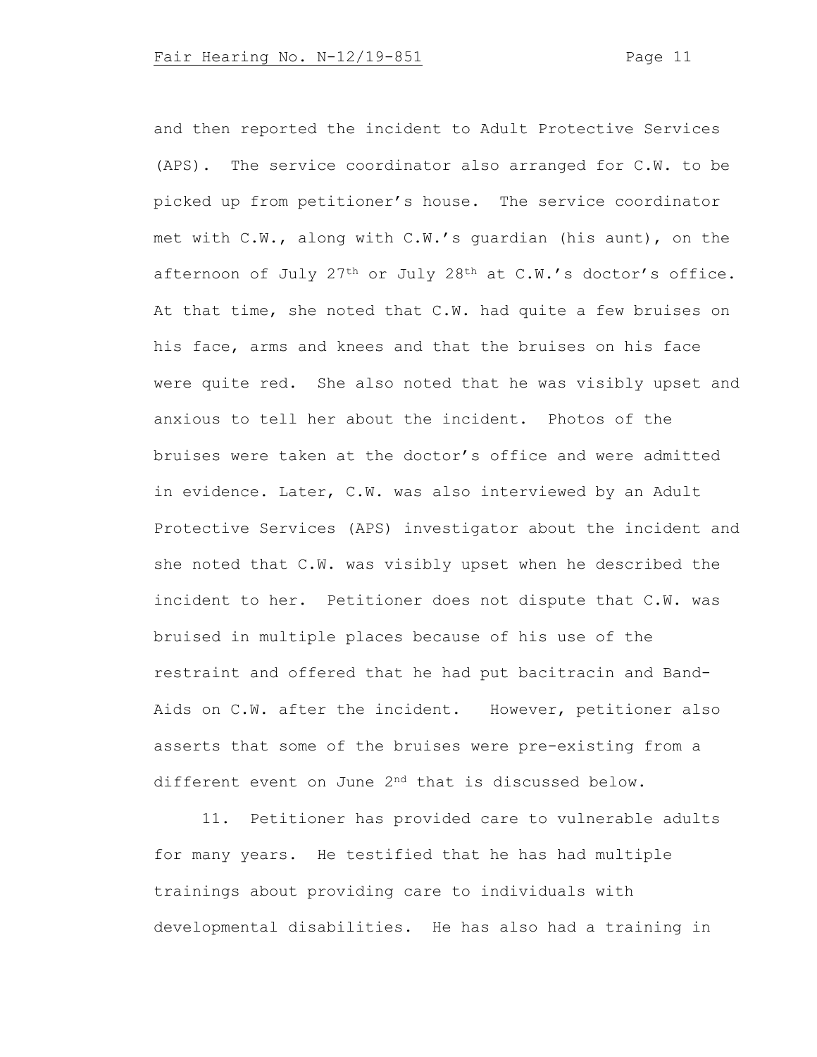and then reported the incident to Adult Protective Services (APS). The service coordinator also arranged for C.W. to be picked up from petitioner's house. The service coordinator met with C.W., along with C.W.'s guardian (his aunt), on the afternoon of July 27th or July 28th at C.W.'s doctor's office. At that time, she noted that C.W. had quite a few bruises on his face, arms and knees and that the bruises on his face were quite red. She also noted that he was visibly upset and anxious to tell her about the incident. Photos of the bruises were taken at the doctor's office and were admitted in evidence. Later, C.W. was also interviewed by an Adult Protective Services (APS) investigator about the incident and she noted that C.W. was visibly upset when he described the incident to her. Petitioner does not dispute that C.W. was bruised in multiple places because of his use of the restraint and offered that he had put bacitracin and Band-Aids on C.W. after the incident. However, petitioner also asserts that some of the bruises were pre-existing from a different event on June 2nd that is discussed below.

11. Petitioner has provided care to vulnerable adults for many years. He testified that he has had multiple trainings about providing care to individuals with developmental disabilities. He has also had a training in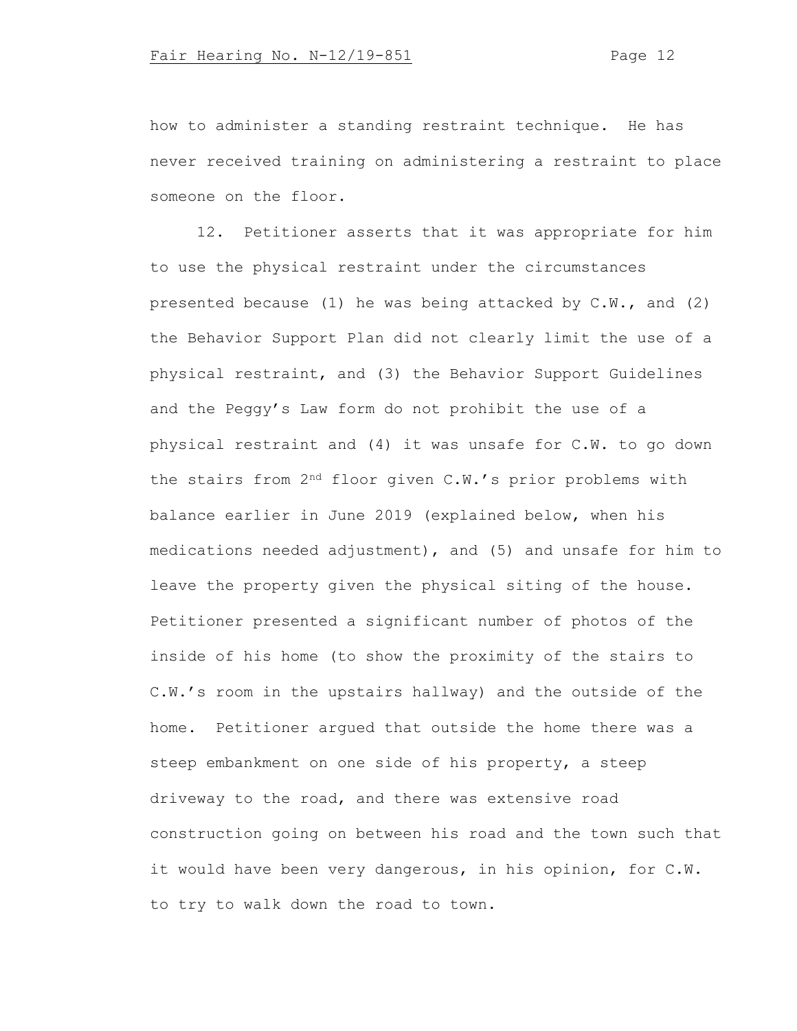how to administer a standing restraint technique. He has never received training on administering a restraint to place someone on the floor.

12. Petitioner asserts that it was appropriate for him to use the physical restraint under the circumstances presented because (1) he was being attacked by C.W., and (2) the Behavior Support Plan did not clearly limit the use of a physical restraint, and (3) the Behavior Support Guidelines and the Peggy's Law form do not prohibit the use of a physical restraint and (4) it was unsafe for C.W. to go down the stairs from 2nd floor given C.W.'s prior problems with balance earlier in June 2019 (explained below, when his medications needed adjustment), and (5) and unsafe for him to leave the property given the physical siting of the house. Petitioner presented a significant number of photos of the inside of his home (to show the proximity of the stairs to C.W.'s room in the upstairs hallway) and the outside of the home. Petitioner argued that outside the home there was a steep embankment on one side of his property, a steep driveway to the road, and there was extensive road construction going on between his road and the town such that it would have been very dangerous, in his opinion, for C.W. to try to walk down the road to town.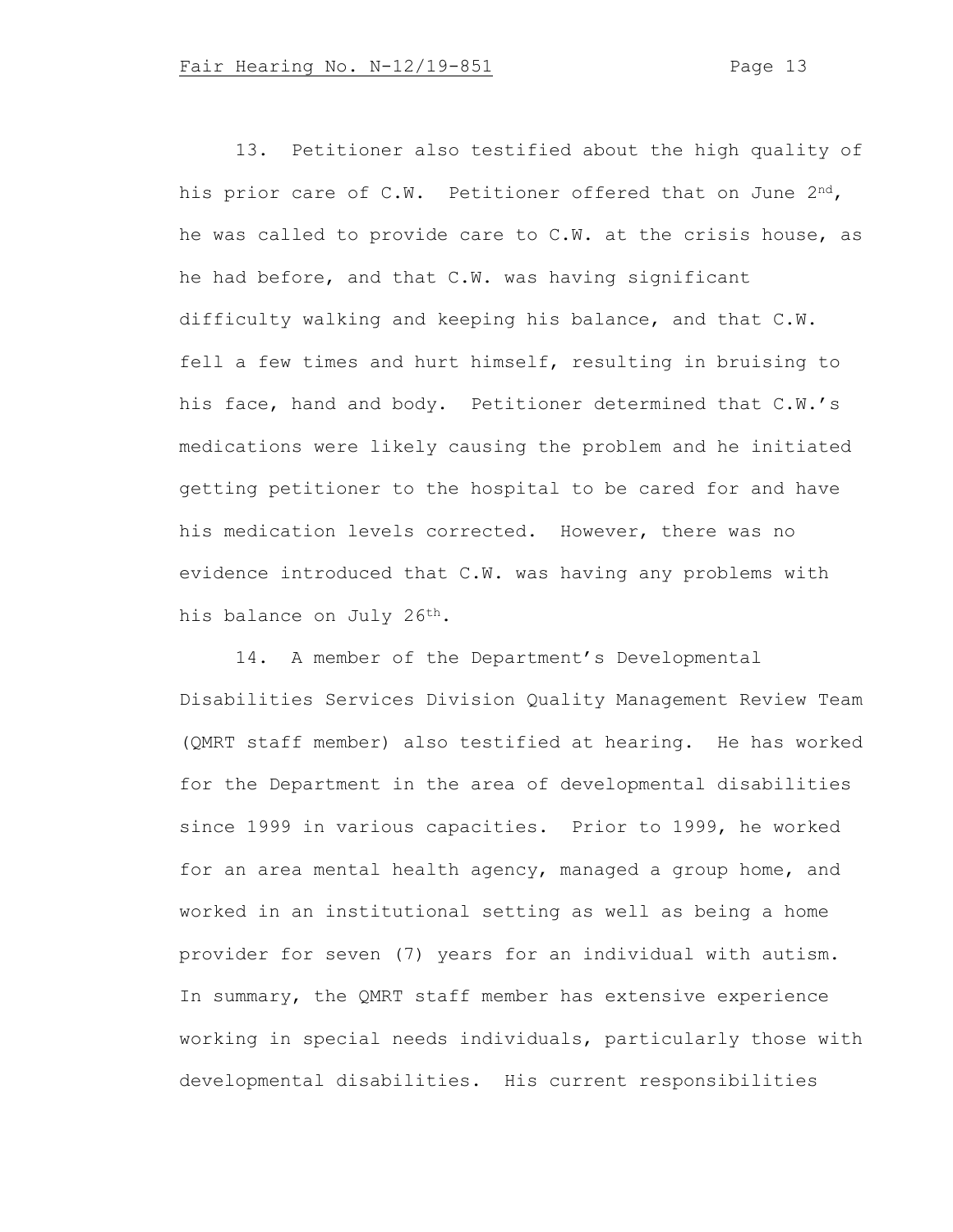13. Petitioner also testified about the high quality of his prior care of C.W. Petitioner offered that on June 2nd, he was called to provide care to C.W. at the crisis house, as he had before, and that C.W. was having significant difficulty walking and keeping his balance, and that C.W. fell a few times and hurt himself, resulting in bruising to his face, hand and body. Petitioner determined that C.W.'s medications were likely causing the problem and he initiated getting petitioner to the hospital to be cared for and have his medication levels corrected. However, there was no evidence introduced that C.W. was having any problems with his balance on July 26th.

14. A member of the Department's Developmental Disabilities Services Division Quality Management Review Team (QMRT staff member) also testified at hearing. He has worked for the Department in the area of developmental disabilities since 1999 in various capacities. Prior to 1999, he worked for an area mental health agency, managed a group home, and worked in an institutional setting as well as being a home provider for seven (7) years for an individual with autism. In summary, the QMRT staff member has extensive experience working in special needs individuals, particularly those with developmental disabilities. His current responsibilities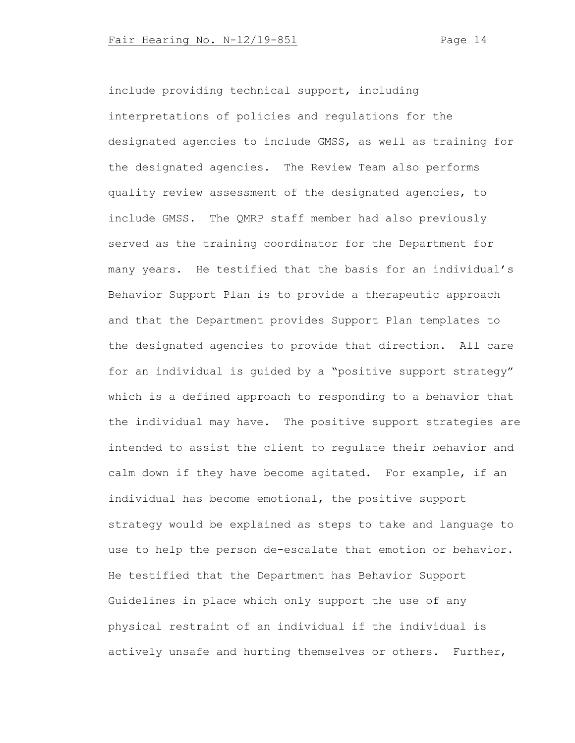include providing technical support, including interpretations of policies and regulations for the designated agencies to include GMSS, as well as training for the designated agencies. The Review Team also performs quality review assessment of the designated agencies, to include GMSS. The QMRP staff member had also previously served as the training coordinator for the Department for many years. He testified that the basis for an individual's Behavior Support Plan is to provide a therapeutic approach and that the Department provides Support Plan templates to the designated agencies to provide that direction. All care for an individual is guided by a "positive support strategy" which is a defined approach to responding to a behavior that the individual may have. The positive support strategies are intended to assist the client to regulate their behavior and calm down if they have become agitated. For example, if an individual has become emotional, the positive support strategy would be explained as steps to take and language to use to help the person de-escalate that emotion or behavior. He testified that the Department has Behavior Support Guidelines in place which only support the use of any physical restraint of an individual if the individual is actively unsafe and hurting themselves or others. Further,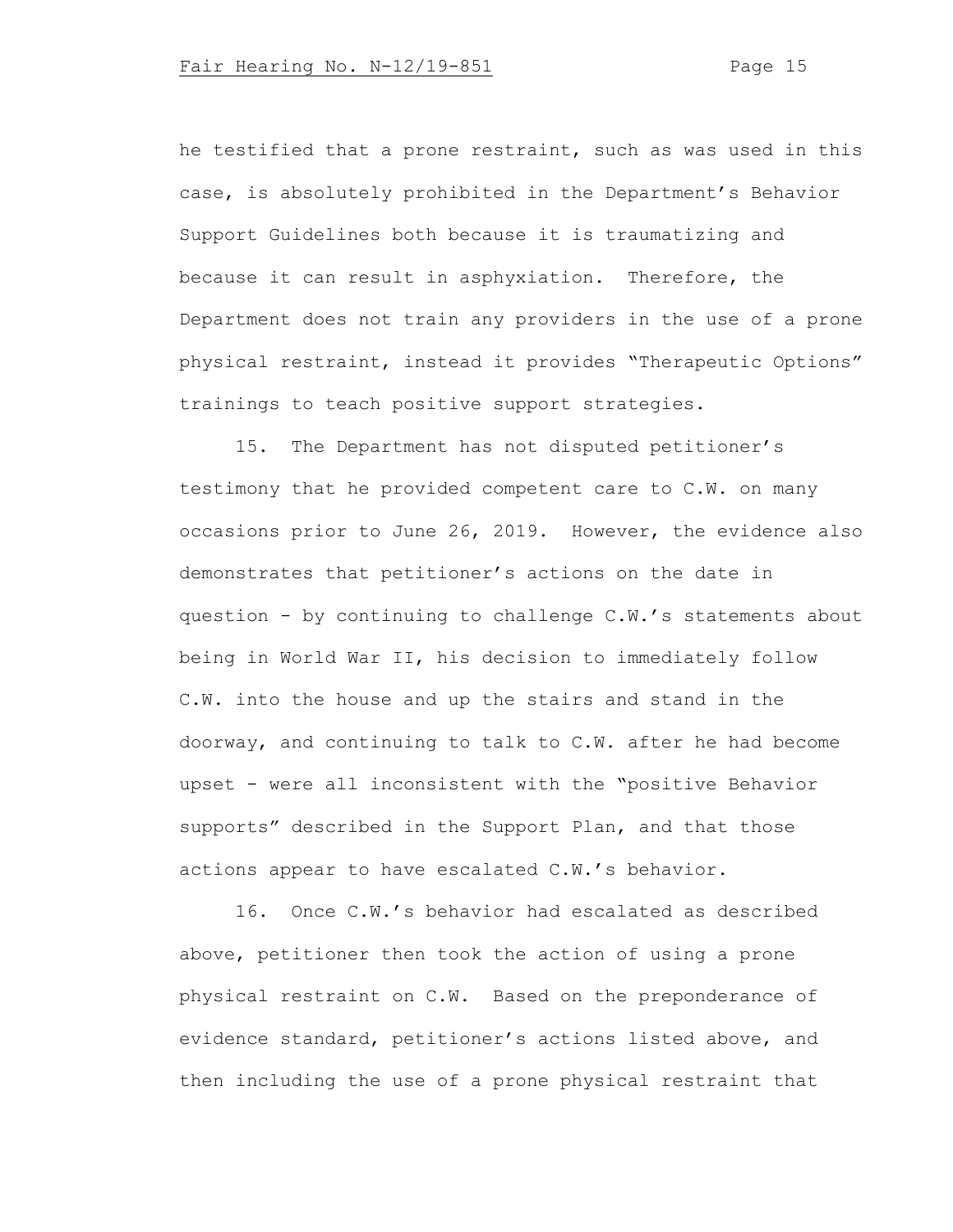he testified that a prone restraint, such as was used in this case, is absolutely prohibited in the Department's Behavior Support Guidelines both because it is traumatizing and because it can result in asphyxiation. Therefore, the Department does not train any providers in the use of a prone physical restraint, instead it provides "Therapeutic Options" trainings to teach positive support strategies.

15. The Department has not disputed petitioner's testimony that he provided competent care to C.W. on many occasions prior to June 26, 2019. However, the evidence also demonstrates that petitioner's actions on the date in question - by continuing to challenge C.W.'s statements about being in World War II, his decision to immediately follow C.W. into the house and up the stairs and stand in the doorway, and continuing to talk to C.W. after he had become upset - were all inconsistent with the "positive Behavior supports" described in the Support Plan, and that those actions appear to have escalated C.W.'s behavior.

16. Once C.W.'s behavior had escalated as described above, petitioner then took the action of using a prone physical restraint on C.W. Based on the preponderance of evidence standard, petitioner's actions listed above, and then including the use of a prone physical restraint that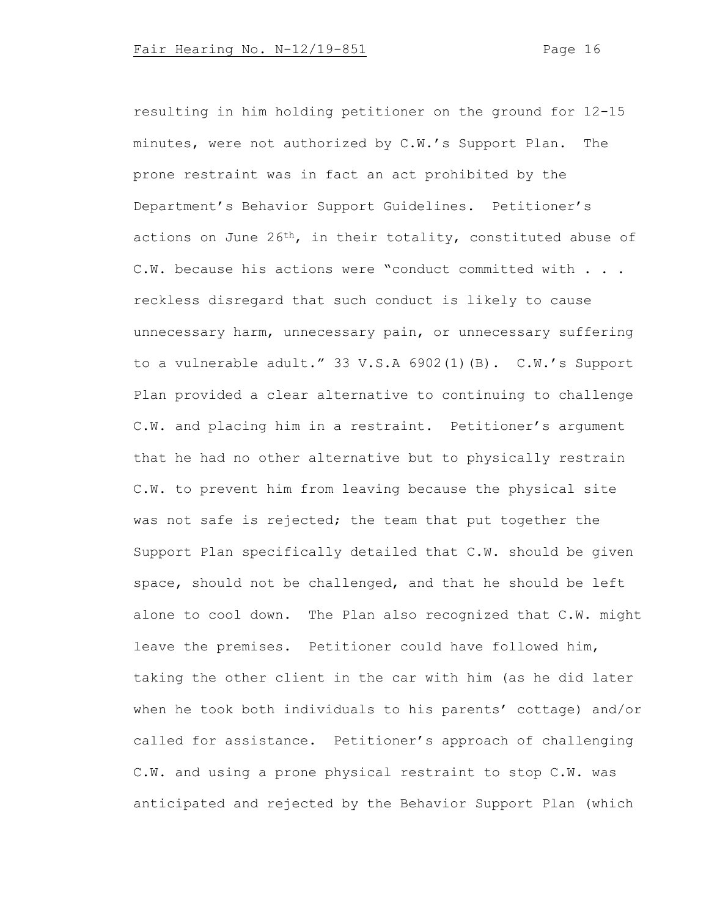resulting in him holding petitioner on the ground for 12-15 minutes, were not authorized by C.W.'s Support Plan. The prone restraint was in fact an act prohibited by the Department's Behavior Support Guidelines. Petitioner's actions on June 26th, in their totality, constituted abuse of C.W. because his actions were "conduct committed with . . . reckless disregard that such conduct is likely to cause unnecessary harm, unnecessary pain, or unnecessary suffering to a vulnerable adult." 33 V.S.A 6902(1)(B). C.W.'s Support Plan provided a clear alternative to continuing to challenge C.W. and placing him in a restraint. Petitioner's argument that he had no other alternative but to physically restrain C.W. to prevent him from leaving because the physical site was not safe is rejected; the team that put together the Support Plan specifically detailed that C.W. should be given space, should not be challenged, and that he should be left alone to cool down. The Plan also recognized that C.W. might leave the premises. Petitioner could have followed him, taking the other client in the car with him (as he did later when he took both individuals to his parents' cottage) and/or called for assistance. Petitioner's approach of challenging C.W. and using a prone physical restraint to stop C.W. was anticipated and rejected by the Behavior Support Plan (which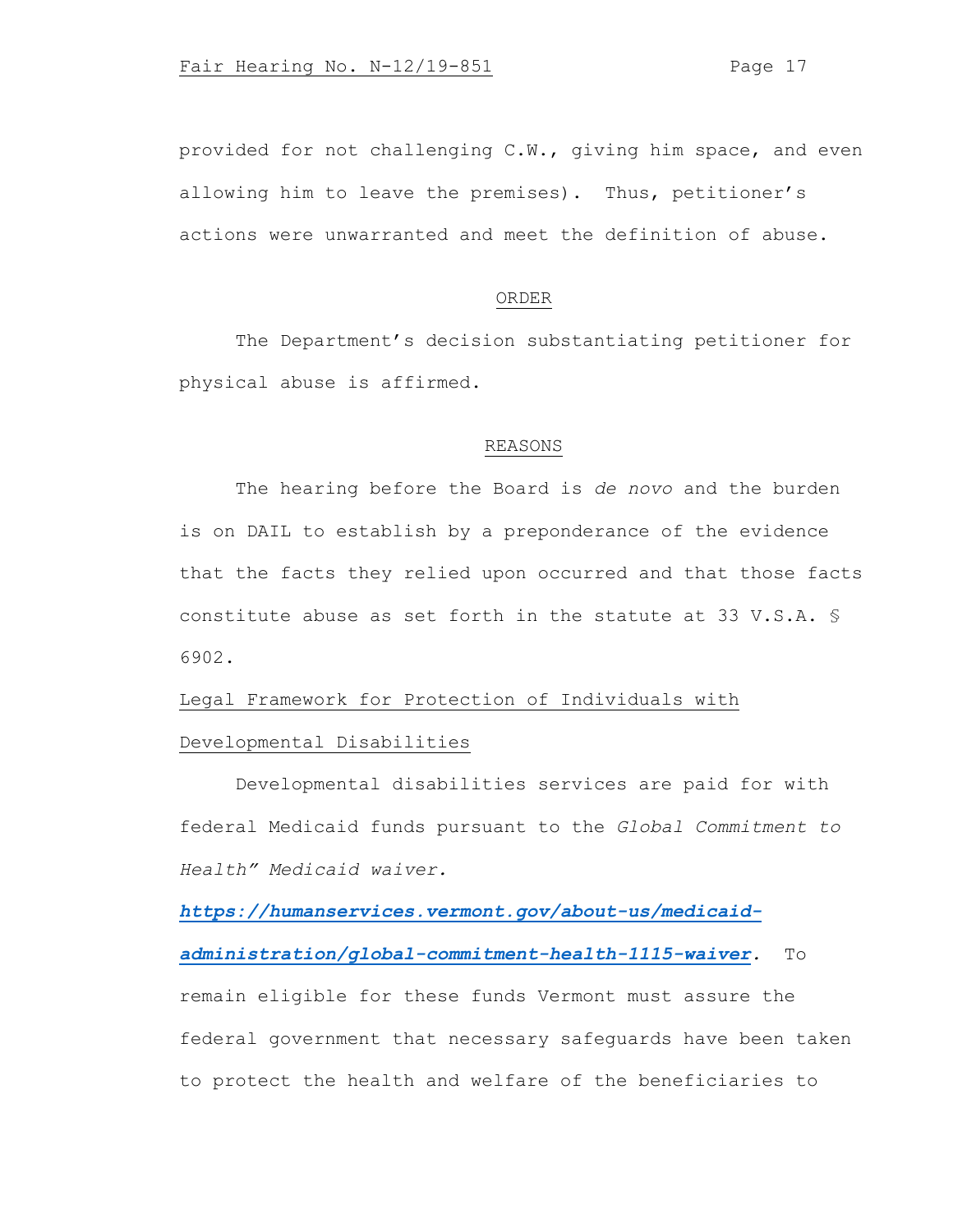provided for not challenging C.W., giving him space, and even allowing him to leave the premises). Thus, petitioner's actions were unwarranted and meet the definition of abuse.

## ORDER

The Department's decision substantiating petitioner for physical abuse is affirmed.

## REASONS

The hearing before the Board is *de novo* and the burden is on DAIL to establish by a preponderance of the evidence that the facts they relied upon occurred and that those facts constitute abuse as set forth in the statute at 33 V.S.A. § 6902.

### Legal Framework for Protection of Individuals with Developmental Disabilities

Developmental disabilities services are paid for with federal Medicaid funds pursuant to the *Global Commitment to Health" Medicaid waiver.* ***https://humanservices.vermont.gov/about-us/medicaid-administration/global-commitment-health-1115-waiver.*** To remain eligible for these funds Vermont must assure the federal government that necessary safeguards have been taken to protect the health and welfare of the beneficiaries to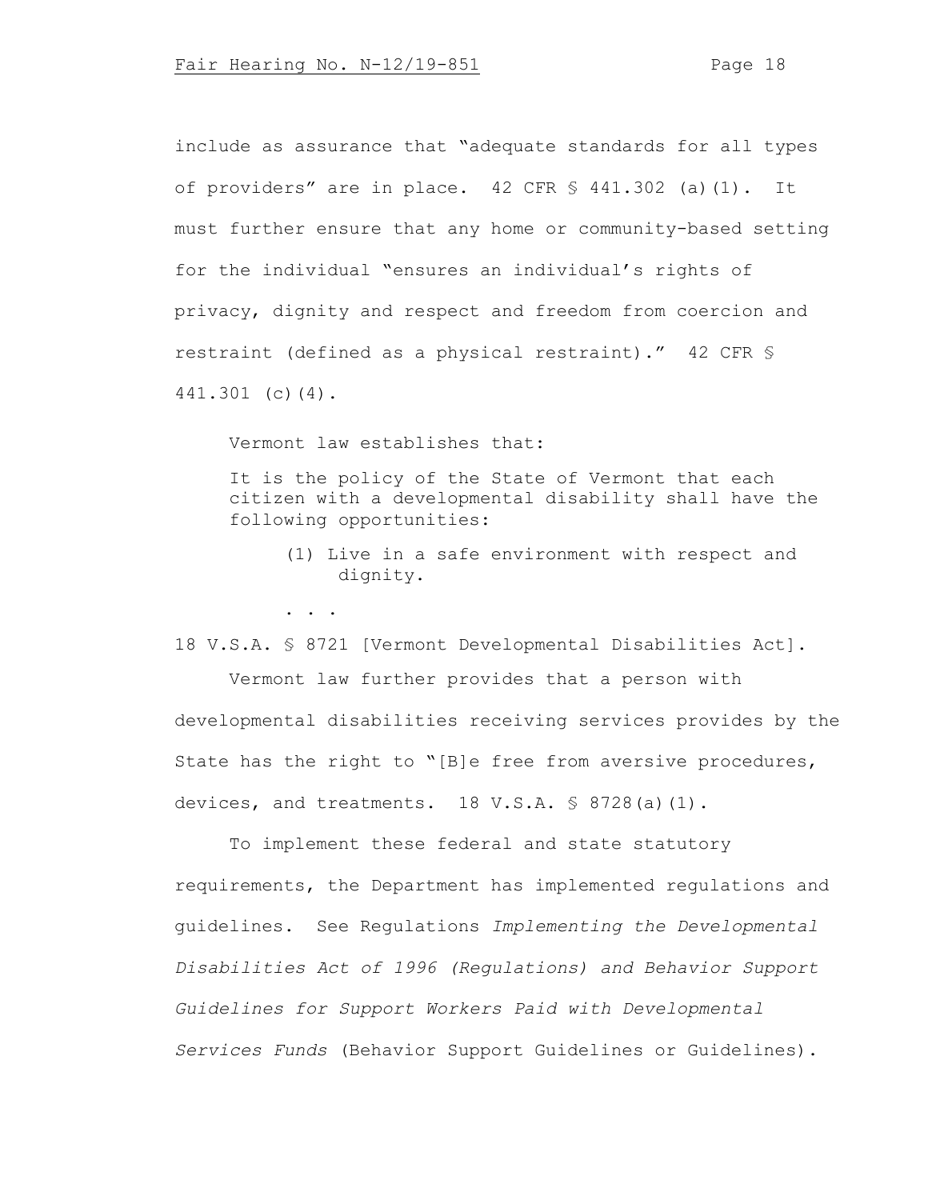include as assurance that "adequate standards for all types of providers" are in place. 42 CFR § 441.302 (a)(1). It must further ensure that any home or community-based setting for the individual "ensures an individual's rights of privacy, dignity and respect and freedom from coercion and restraint (defined as a physical restraint)." 42 CFR § 441.301 (c)(4).

Vermont law establishes that:

> It is the policy of the State of Vermont that each citizen with a developmental disability shall have the following opportunities:
>
> (1) Live in a safe environment with respect and dignity.
>
> . . .

18 V.S.A. § 8721 [Vermont Developmental Disabilities Act].

Vermont law further provides that a person with developmental disabilities receiving services provides by the State has the right to "[B]e free from aversive procedures, devices, and treatments. 18 V.S.A. § 8728(a)(1).

To implement these federal and state statutory requirements, the Department has implemented regulations and guidelines. See Regulations *Implementing the Developmental Disabilities Act of 1996 (Regulations) and Behavior Support Guidelines for Support Workers Paid with Developmental Services Funds* (Behavior Support Guidelines or Guidelines).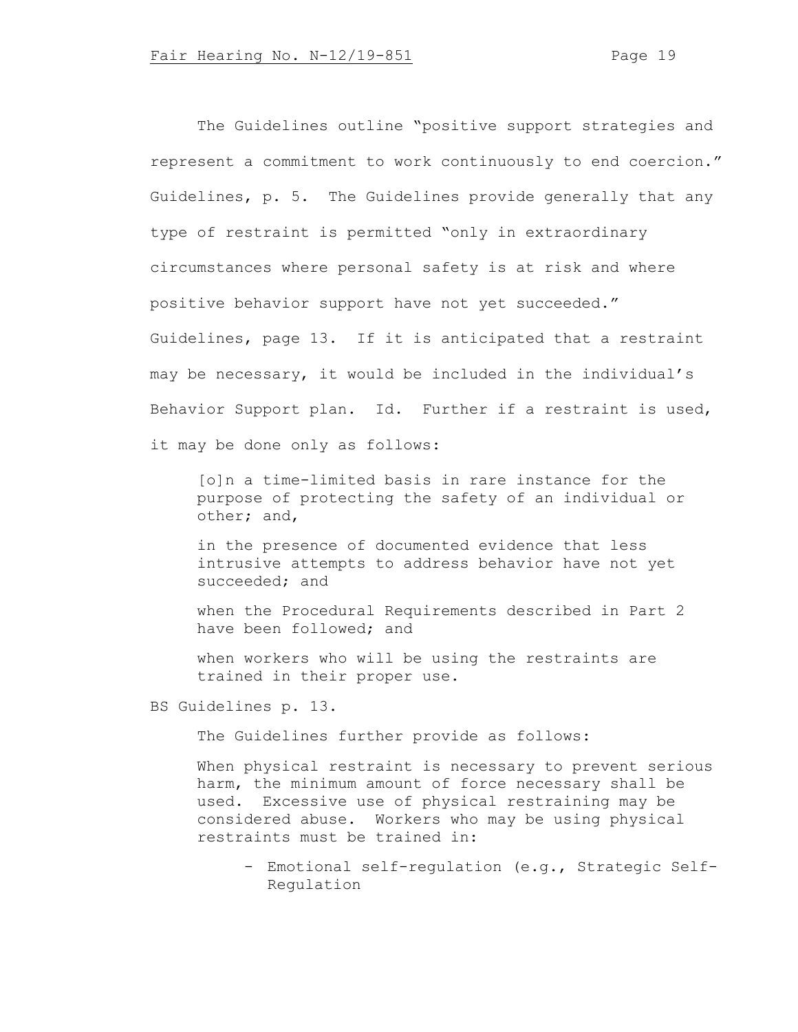The Guidelines outline "positive support strategies and represent a commitment to work continuously to end coercion." Guidelines, p. 5. The Guidelines provide generally that any type of restraint is permitted "only in extraordinary circumstances where personal safety is at risk and where positive behavior support have not yet succeeded." Guidelines, page 13. If it is anticipated that a restraint may be necessary, it would be included in the individual's Behavior Support plan. Id. Further if a restraint is used, it may be done only as follows:

> [o]n a time-limited basis in rare instance for the purpose of protecting the safety of an individual or other; and,
>
> in the presence of documented evidence that less intrusive attempts to address behavior have not yet succeeded; and
>
> when the Procedural Requirements described in Part 2 have been followed; and
>
> when workers who will be using the restraints are trained in their proper use.

BS Guidelines p. 13.

The Guidelines further provide as follows:

> When physical restraint is necessary to prevent serious harm, the minimum amount of force necessary shall be used. Excessive use of physical restraining may be considered abuse. Workers who may be using physical restraints must be trained in:
>
> - Emotional self-regulation (e.g., Strategic Self-Regulation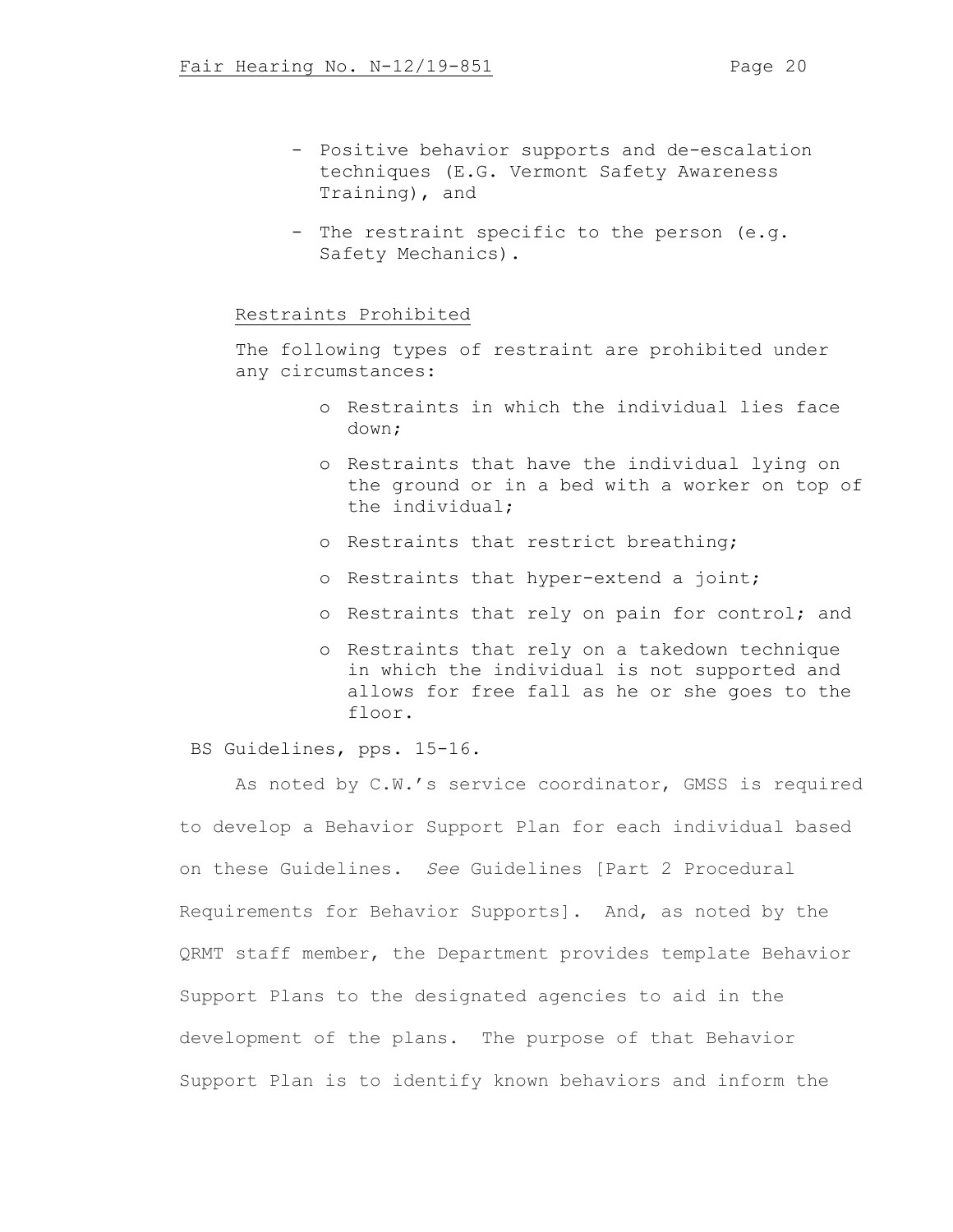- Positive behavior supports and de-escalation techniques (E.G. Vermont Safety Awareness Training), and
- The restraint specific to the person (e.g. Safety Mechanics).

Restraints Prohibited

The following types of restraint are prohibited under any circumstances:

- Restraints in which the individual lies face down;
- Restraints that have the individual lying on the ground or in a bed with a worker on top of the individual;
- Restraints that restrict breathing;
- Restraints that hyper-extend a joint;
- Restraints that rely on pain for control; and
- Restraints that rely on a takedown technique in which the individual is not supported and allows for free fall as he or she goes to the floor.

BS Guidelines, pps. 15-16.

As noted by C.W.'s service coordinator, GMSS is required to develop a Behavior Support Plan for each individual based on these Guidelines. *See* Guidelines [Part 2 Procedural Requirements for Behavior Supports]. And, as noted by the QRMT staff member, the Department provides template Behavior Support Plans to the designated agencies to aid in the development of the plans. The purpose of that Behavior Support Plan is to identify known behaviors and inform the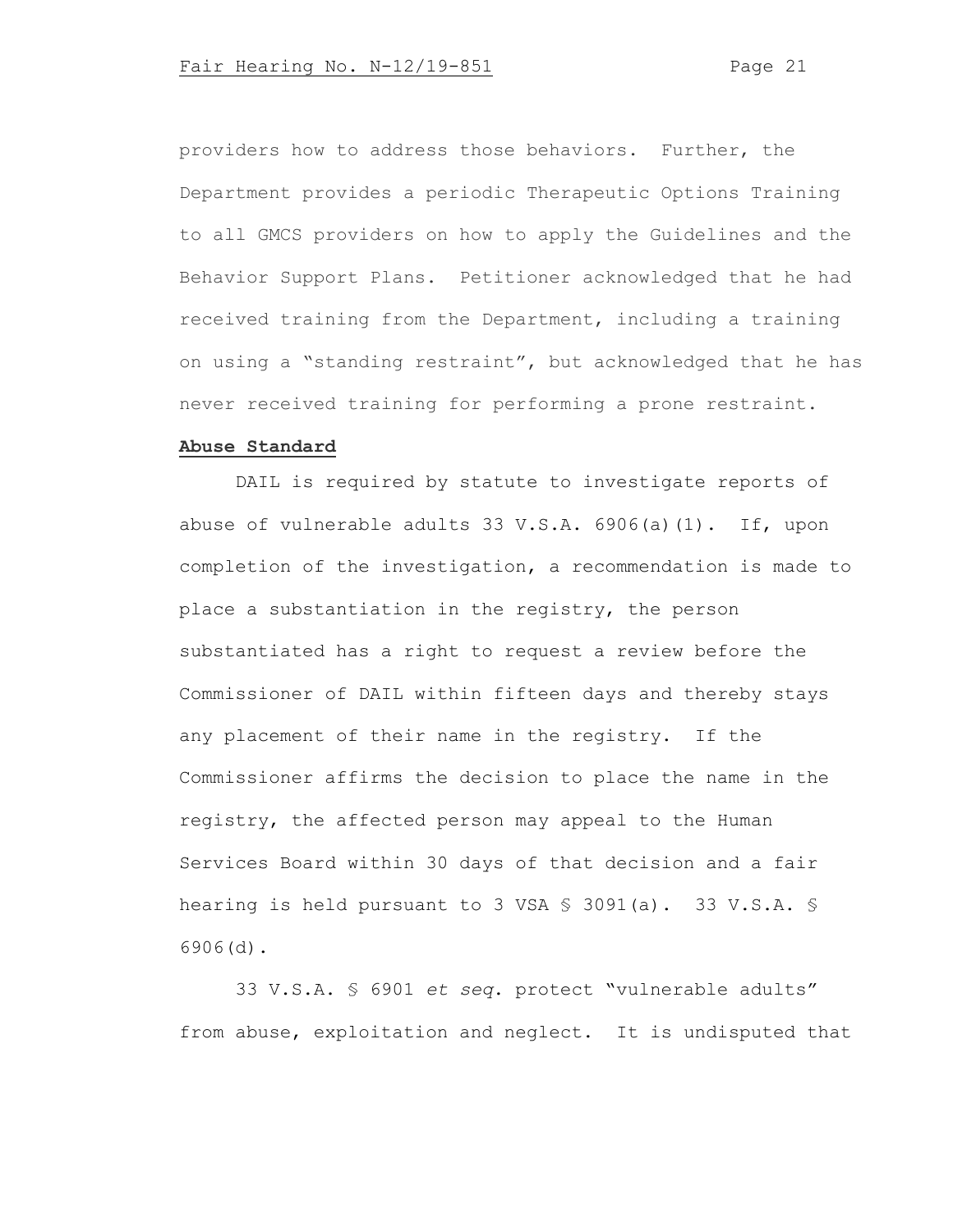providers how to address those behaviors. Further, the Department provides a periodic Therapeutic Options Training to all GMCS providers on how to apply the Guidelines and the Behavior Support Plans. Petitioner acknowledged that he had received training from the Department, including a training on using a "standing restraint", but acknowledged that he has never received training for performing a prone restraint.

**Abuse Standard**

DAIL is required by statute to investigate reports of abuse of vulnerable adults 33 V.S.A. 6906(a)(1). If, upon completion of the investigation, a recommendation is made to place a substantiation in the registry, the person substantiated has a right to request a review before the Commissioner of DAIL within fifteen days and thereby stays any placement of their name in the registry. If the Commissioner affirms the decision to place the name in the registry, the affected person may appeal to the Human Services Board within 30 days of that decision and a fair hearing is held pursuant to 3 VSA § 3091(a). 33 V.S.A. § 6906(d).

33 V.S.A. § 6901 *et seq.* protect "vulnerable adults" from abuse, exploitation and neglect. It is undisputed that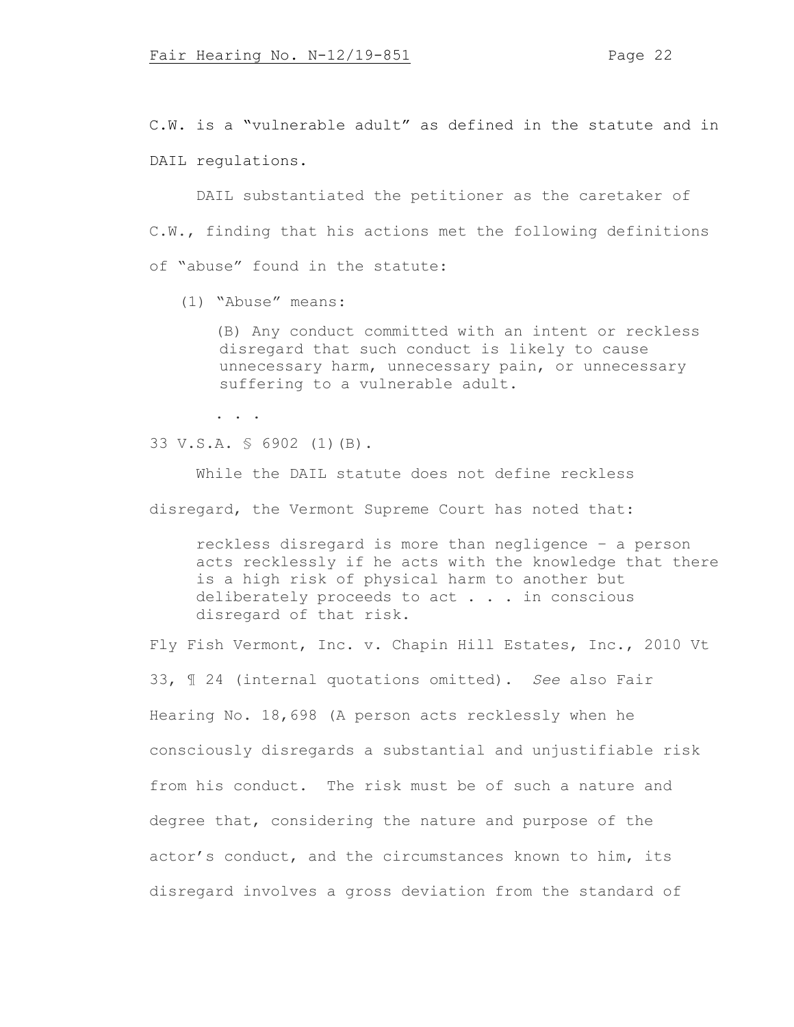C.W. is a "vulnerable adult" as defined in the statute and in DAIL regulations.

DAIL substantiated the petitioner as the caretaker of C.W., finding that his actions met the following definitions of "abuse" found in the statute:

> (1) "Abuse" means:
>
> (B) Any conduct committed with an intent or reckless disregard that such conduct is likely to cause unnecessary harm, unnecessary pain, or unnecessary suffering to a vulnerable adult.
>
> . . .

33 V.S.A. § 6902 (1)(B).

While the DAIL statute does not define reckless disregard, the Vermont Supreme Court has noted that:

> reckless disregard is more than negligence – a person acts recklessly if he acts with the knowledge that there is a high risk of physical harm to another but deliberately proceeds to act . . . in conscious disregard of that risk.

Fly Fish Vermont, Inc. v. Chapin Hill Estates, Inc., 2010 Vt 33, ¶ 24 (internal quotations omitted). *See* also Fair Hearing No. 18,698 (A person acts recklessly when he consciously disregards a substantial and unjustifiable risk from his conduct. The risk must be of such a nature and degree that, considering the nature and purpose of the actor's conduct, and the circumstances known to him, its disregard involves a gross deviation from the standard of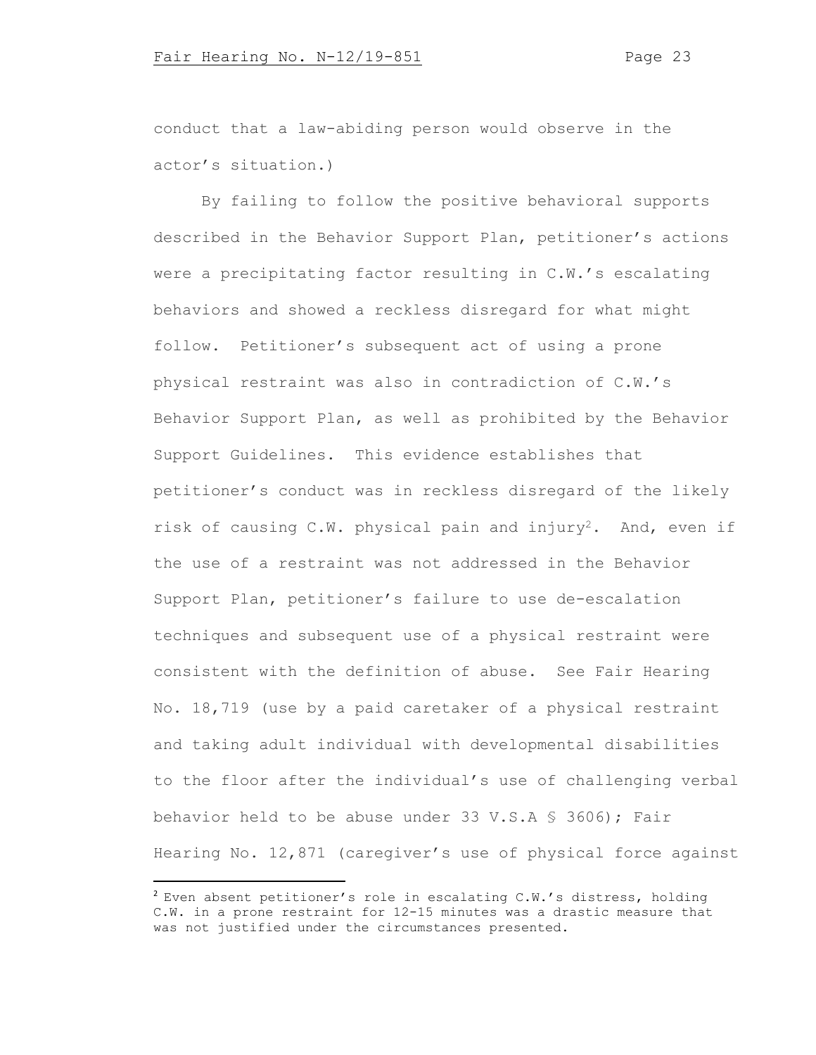conduct that a law-abiding person would observe in the actor's situation.)

By failing to follow the positive behavioral supports described in the Behavior Support Plan, petitioner's actions were a precipitating factor resulting in C.W.'s escalating behaviors and showed a reckless disregard for what might follow. Petitioner's subsequent act of using a prone physical restraint was also in contradiction of C.W.'s Behavior Support Plan, as well as prohibited by the Behavior Support Guidelines. This evidence establishes that petitioner's conduct was in reckless disregard of the likely risk of causing C.W. physical pain and injury[2]. And, even if the use of a restraint was not addressed in the Behavior Support Plan, petitioner's failure to use de-escalation techniques and subsequent use of a physical restraint were consistent with the definition of abuse. See Fair Hearing No. 18,719 (use by a paid caretaker of a physical restraint and taking adult individual with developmental disabilities to the floor after the individual's use of challenging verbal behavior held to be abuse under 33 V.S.A § 3606); Fair Hearing No. 12,871 (caregiver's use of physical force against

[2] Even absent petitioner's role in escalating C.W.'s distress, holding C.W. in a prone restraint for 12-15 minutes was a drastic measure that was not justified under the circumstances presented.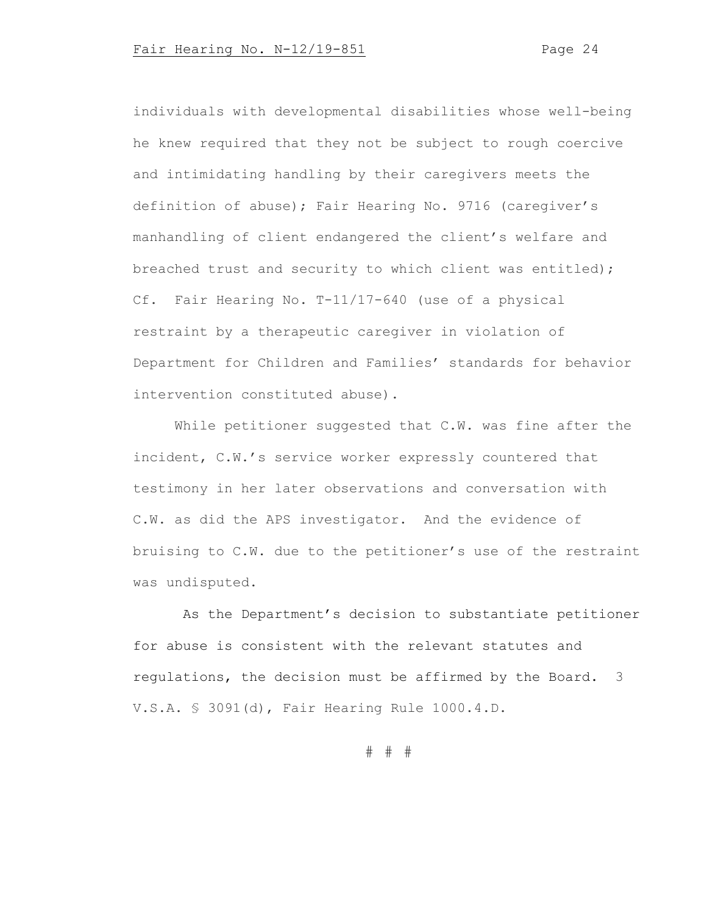individuals with developmental disabilities whose well-being he knew required that they not be subject to rough coercive and intimidating handling by their caregivers meets the definition of abuse); Fair Hearing No. 9716 (caregiver's manhandling of client endangered the client's welfare and breached trust and security to which client was entitled); Cf. Fair Hearing No. T-11/17-640 (use of a physical restraint by a therapeutic caregiver in violation of Department for Children and Families' standards for behavior intervention constituted abuse).

While petitioner suggested that C.W. was fine after the incident, C.W.'s service worker expressly countered that testimony in her later observations and conversation with C.W. as did the APS investigator. And the evidence of bruising to C.W. due to the petitioner's use of the restraint was undisputed.

As the Department's decision to substantiate petitioner for abuse is consistent with the relevant statutes and regulations, the decision must be affirmed by the Board. 3 V.S.A. § 3091(d), Fair Hearing Rule 1000.4.D.

# # #